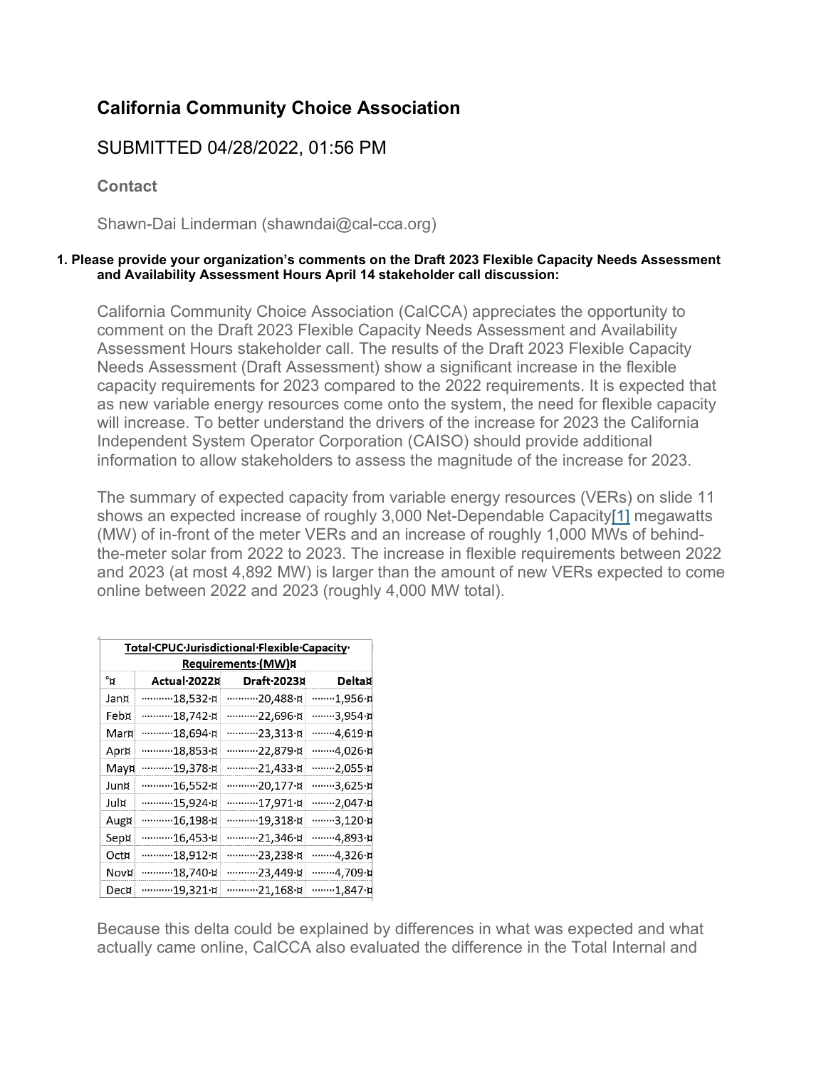# California Community Choice Association

## SUBMITTED 04/28/2022, 01:56 PM

### Contact

Shawn-Dai Linderman (shawndai@cal-cca.org)

**1. Please provide your organization's comments on the Draft 2023 Flexible Capacity Needs Assessment and Availability Assessment Hours April 14 stakeholder call discussion:**

California Community Choice Association (CalCCA) appreciates the opportunity to comment on the Draft 2023 Flexible Capacity Needs Assessment and Availability Assessment Hours stakeholder call. The results of the Draft 2023 Flexible Capacity Needs Assessment (Draft Assessment) show a significant increase in the flexible capacity requirements for 2023 compared to the 2022 requirements. It is expected that as new variable energy resources come onto the system, the need for flexible capacity will increase. To better understand the drivers of the increase for 2023 the California Independent System Operator Corporation (CAISO) should provide additional information to allow stakeholders to assess the magnitude of the increase for 2023.

The summary of expected capacity from variable energy resources (VERs) on slide 11 shows an expected increase of roughly 3,000 Net-Dependable Capacity[1] megawatts (MW) of in-front of the meter VERs and an increase of roughly 1,000 MWs of behind-the-meter solar from 2022 to 2023. The increase in flexible requirements between 2022 and 2023 (at most 4,892 MW) is larger than the amount of new VERs expected to come online between 2022 and 2023 (roughly 4,000 MW total).

| **Total CPUC Jurisdictional Flexible Capacity Requirements (MW)** | | | |
|---|---|---|---|
| | **Actual 2022** | **Draft 2023** | **Delta** |
| Jan | 18,532 | 20,488 | 1,956 |
| Feb | 18,742 | 22,696 | 3,954 |
| Mar | 18,694 | 23,313 | 4,619 |
| Apr | 18,853 | 22,879 | 4,026 |
| May | 19,378 | 21,433 | 2,055 |
| Jun | 16,552 | 20,177 | 3,625 |
| Jul | 15,924 | 17,971 | 2,047 |
| Aug | 16,198 | 19,318 | 3,120 |
| Sep | 16,453 | 21,346 | 4,893 |
| Oct | 18,912 | 23,238 | 4,326 |
| Nov | 18,740 | 23,449 | 4,709 |
| Dec | 19,321 | 21,168 | 1,847 |

Because this delta could be explained by differences in what was expected and what actually came online, CalCCA also evaluated the difference in the Total Internal and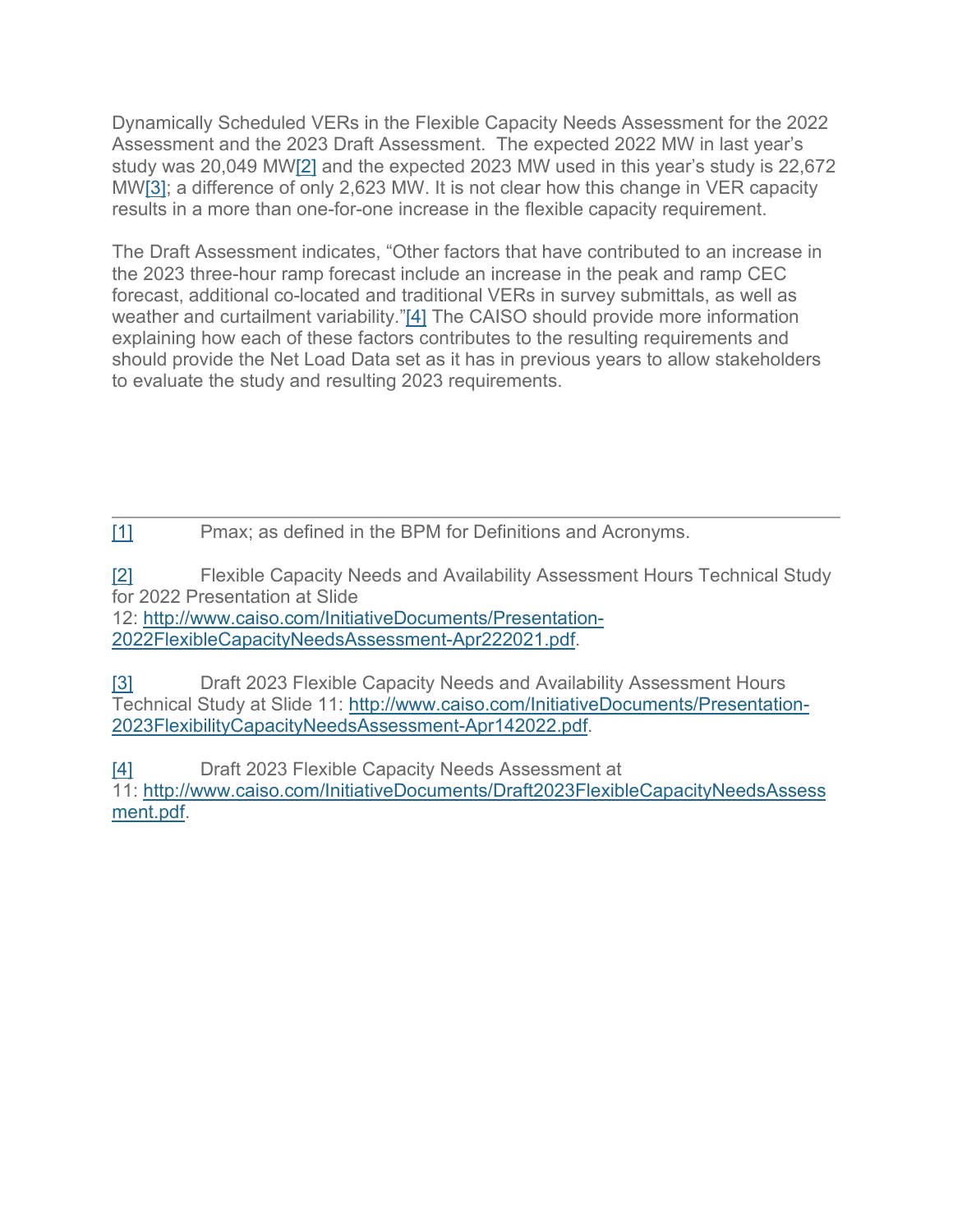Dynamically Scheduled VERs in the Flexible Capacity Needs Assessment for the 2022 Assessment and the 2023 Draft Assessment. The expected 2022 MW in last year's study was 20,049 MW[2] and the expected 2023 MW used in this year's study is 22,672 MW[3]; a difference of only 2,623 MW. It is not clear how this change in VER capacity results in a more than one-for-one increase in the flexible capacity requirement.

The Draft Assessment indicates, "Other factors that have contributed to an increase in the 2023 three-hour ramp forecast include an increase in the peak and ramp CEC forecast, additional co-located and traditional VERs in survey submittals, as well as weather and curtailment variability."[4] The CAISO should provide more information explaining how each of these factors contributes to the resulting requirements and should provide the Net Load Data set as it has in previous years to allow stakeholders to evaluate the study and resulting 2023 requirements.

---

[1] Pmax; as defined in the BPM for Definitions and Acronyms.

[2] Flexible Capacity Needs and Availability Assessment Hours Technical Study for 2022 Presentation at Slide 12: http://www.caiso.com/InitiativeDocuments/Presentation-2022FlexibleCapacityNeedsAssessment-Apr222021.pdf.

[3] Draft 2023 Flexible Capacity Needs and Availability Assessment Hours Technical Study at Slide 11: http://www.caiso.com/InitiativeDocuments/Presentation-2023FlexibilityCapacityNeedsAssessment-Apr142022.pdf.

[4] Draft 2023 Flexible Capacity Needs Assessment at 11: http://www.caiso.com/InitiativeDocuments/Draft2023FlexibleCapacityNeedsAssessment.pdf.